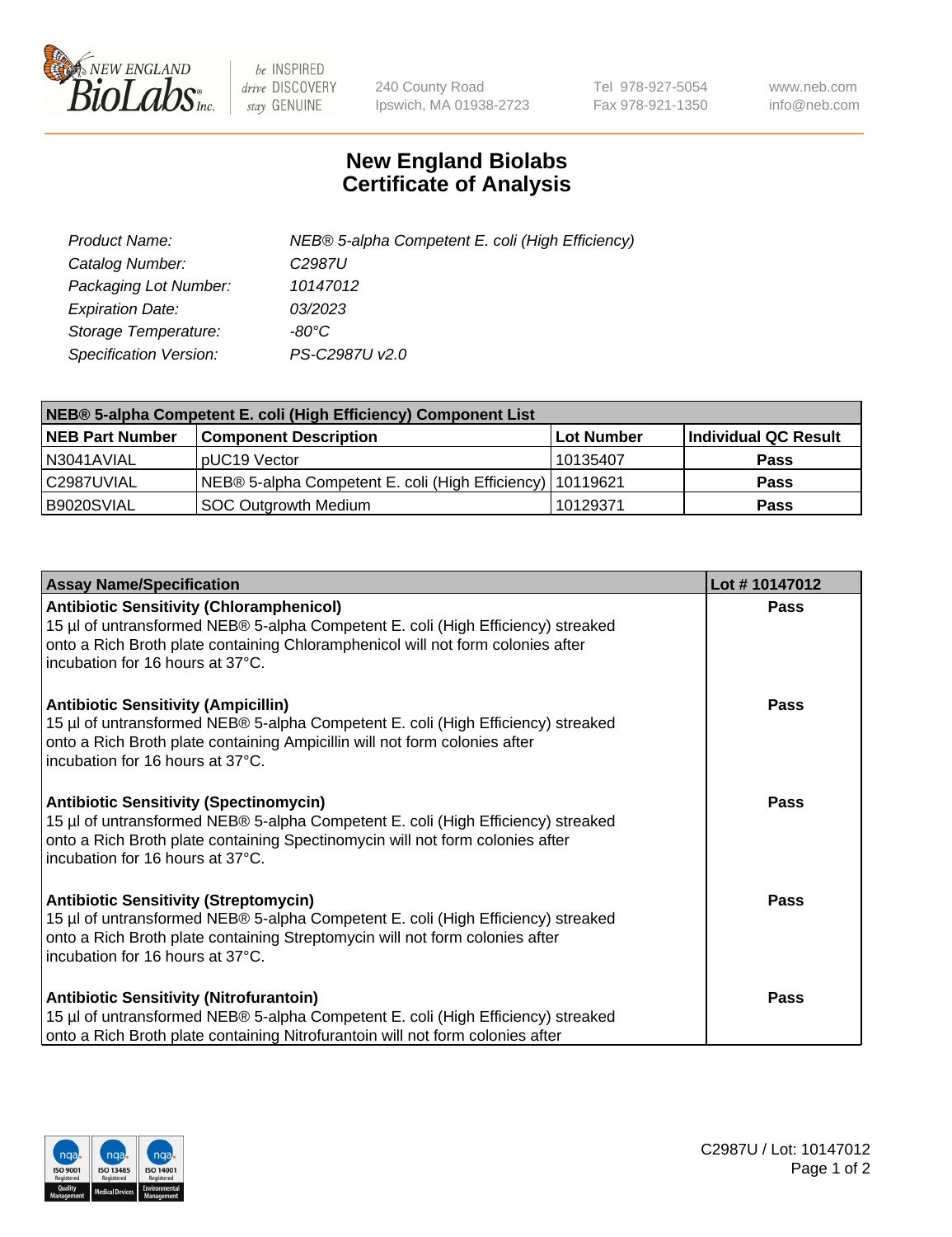# New England Biolabs Certificate of Analysis

| | |
|---|---|
| Product Name: | NEB® 5-alpha Competent E. coli (High Efficiency) |
| Catalog Number: | C2987U |
| Packaging Lot Number: | 10147012 |
| Expiration Date: | 03/2023 |
| Storage Temperature: | -80°C |
| Specification Version: | PS-C2987U v2.0 |

| NEB® 5-alpha Competent E. coli (High Efficiency) Component List | | | |
|---|---|---|---|
| **NEB Part Number** | **Component Description** | **Lot Number** | **Individual QC Result** |
| N3041AVIAL | pUC19 Vector | 10135407 | Pass |
| C2987UVIAL | NEB® 5-alpha Competent E. coli (High Efficiency) | 10119621 | Pass |
| B9020SVIAL | SOC Outgrowth Medium | 10129371 | Pass |

| Assay Name/Specification | Lot # 10147012 |
|---|---|
| **Antibiotic Sensitivity (Chloramphenicol)** 15 µl of untransformed NEB® 5-alpha Competent E. coli (High Efficiency) streaked onto a Rich Broth plate containing Chloramphenicol will not form colonies after incubation for 16 hours at 37°C. | Pass |
| **Antibiotic Sensitivity (Ampicillin)** 15 µl of untransformed NEB® 5-alpha Competent E. coli (High Efficiency) streaked onto a Rich Broth plate containing Ampicillin will not form colonies after incubation for 16 hours at 37°C. | Pass |
| **Antibiotic Sensitivity (Spectinomycin)** 15 µl of untransformed NEB® 5-alpha Competent E. coli (High Efficiency) streaked onto a Rich Broth plate containing Spectinomycin will not form colonies after incubation for 16 hours at 37°C. | Pass |
| **Antibiotic Sensitivity (Streptomycin)** 15 µl of untransformed NEB® 5-alpha Competent E. coli (High Efficiency) streaked onto a Rich Broth plate containing Streptomycin will not form colonies after incubation for 16 hours at 37°C. | Pass |
| **Antibiotic Sensitivity (Nitrofurantoin)** 15 µl of untransformed NEB® 5-alpha Competent E. coli (High Efficiency) streaked onto a Rich Broth plate containing Nitrofurantoin will not form colonies after | Pass |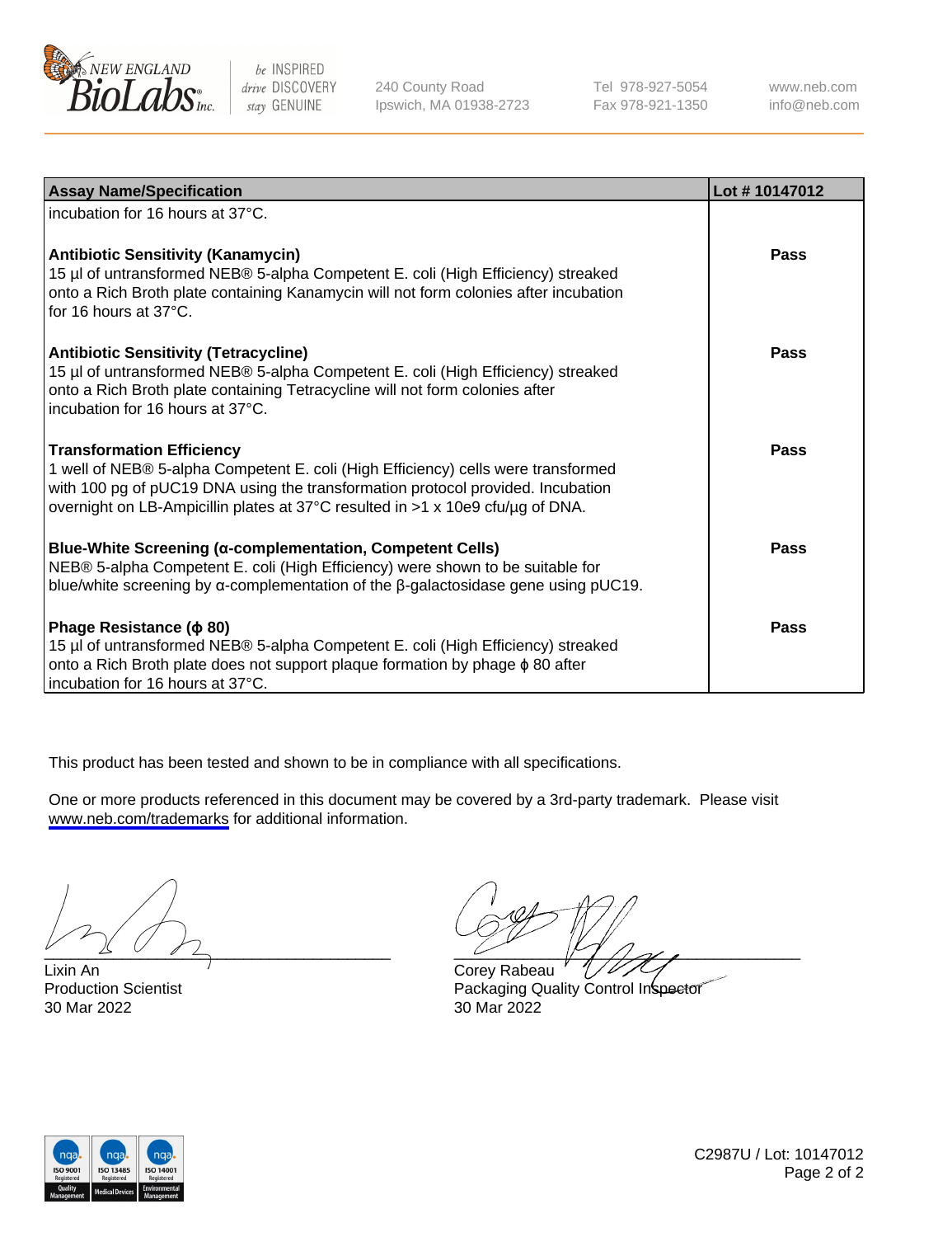| Assay Name/Specification | Lot # 10147012 |
| --- | --- |
| incubation for 16 hours at 37°C. | |
| **Antibiotic Sensitivity (Kanamycin)**<br>15 µl of untransformed NEB® 5-alpha Competent E. coli (High Efficiency) streaked onto a Rich Broth plate containing Kanamycin will not form colonies after incubation for 16 hours at 37°C. | Pass |
| **Antibiotic Sensitivity (Tetracycline)**<br>15 µl of untransformed NEB® 5-alpha Competent E. coli (High Efficiency) streaked onto a Rich Broth plate containing Tetracycline will not form colonies after incubation for 16 hours at 37°C. | Pass |
| **Transformation Efficiency**<br>1 well of NEB® 5-alpha Competent E. coli (High Efficiency) cells were transformed with 100 pg of pUC19 DNA using the transformation protocol provided. Incubation overnight on LB-Ampicillin plates at 37°C resulted in >1 x 10e9 cfu/µg of DNA. | Pass |
| **Blue-White Screening (α-complementation, Competent Cells)**<br>NEB® 5-alpha Competent E. coli (High Efficiency) were shown to be suitable for blue/white screening by α-complementation of the β-galactosidase gene using pUC19. | Pass |
| **Phage Resistance (ϕ 80)**<br>15 µl of untransformed NEB® 5-alpha Competent E. coli (High Efficiency) streaked onto a Rich Broth plate does not support plaque formation by phage ϕ 80 after incubation for 16 hours at 37°C. | Pass |

This product has been tested and shown to be in compliance with all specifications.

One or more products referenced in this document may be covered by a 3rd-party trademark. Please visit www.neb.com/trademarks for additional information.

Lixin An
Production Scientist
30 Mar 2022

Corey Rabeau
Packaging Quality Control Inspector
30 Mar 2022

C2987U / Lot: 10147012